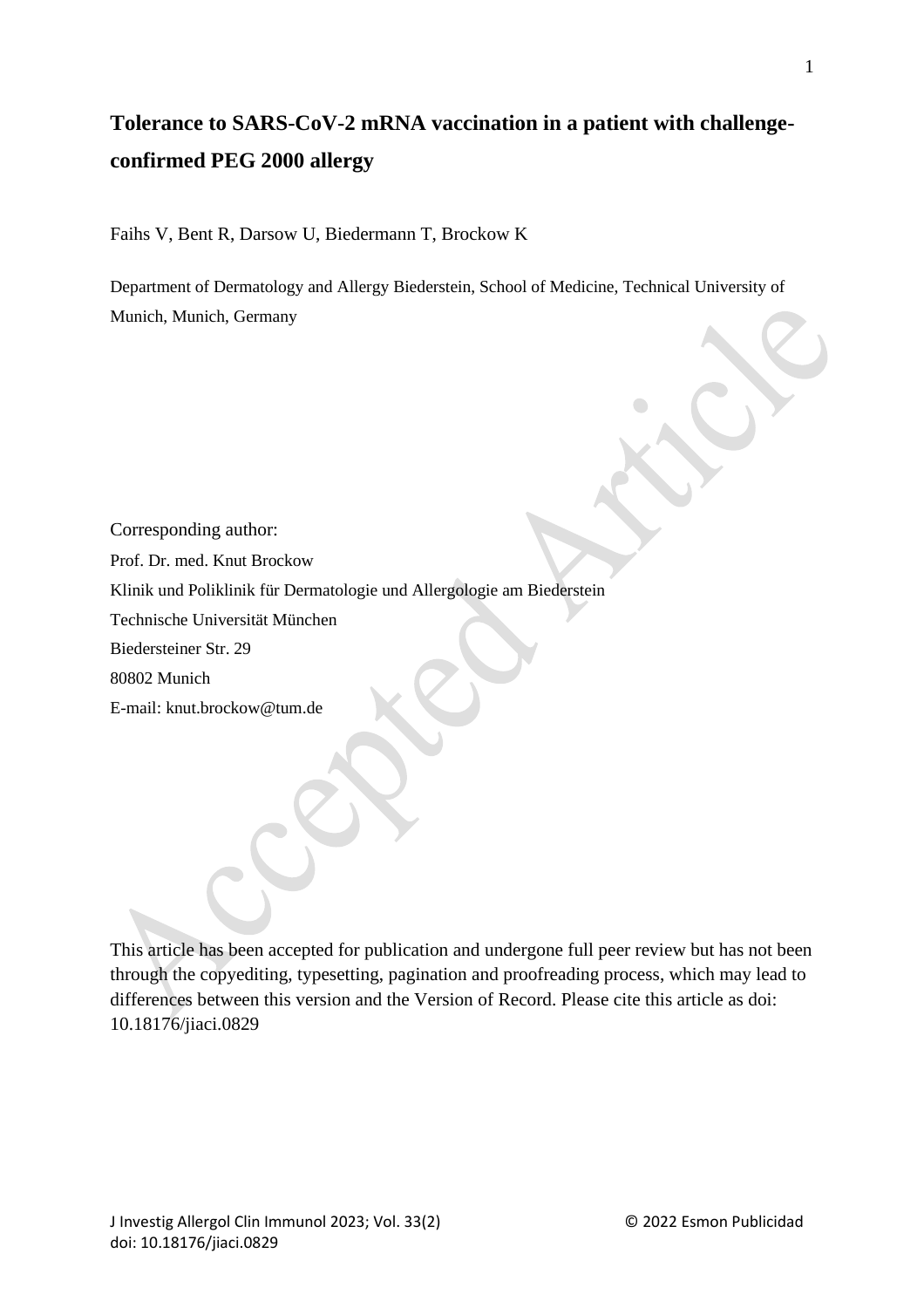# Tolerance to SARS-CoV-2 mRNA vaccination in a patient with challenge-confirmed PEG 2000 allergy

Faihs V, Bent R, Darsow U, Biedermann T, Brockow K

Department of Dermatology and Allergy Biederstein, School of Medicine, Technical University of Munich, Munich, Germany

Corresponding author:
Prof. Dr. med. Knut Brockow
Klinik und Poliklinik für Dermatologie und Allergologie am Biederstein
Technische Universität München
Biedersteiner Str. 29
80802 Munich
E-mail: knut.brockow@tum.de

This article has been accepted for publication and undergone full peer review but has not been through the copyediting, typesetting, pagination and proofreading process, which may lead to differences between this version and the Version of Record. Please cite this article as doi: 10.18176/jiaci.0829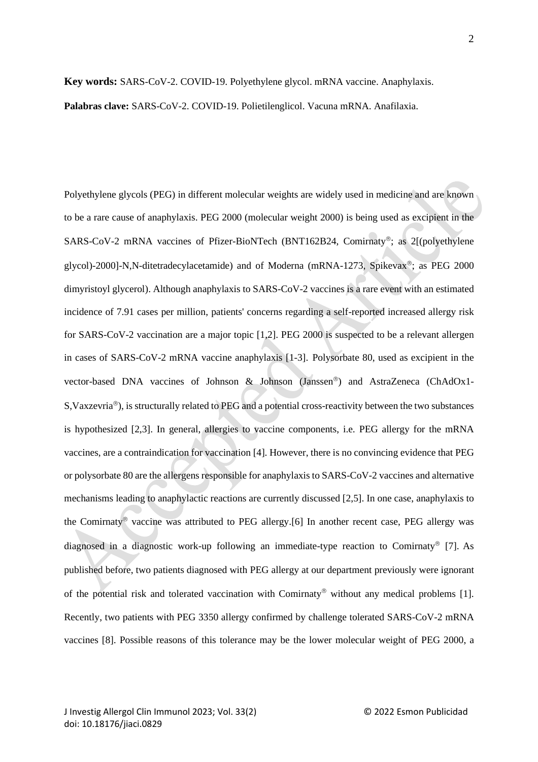**Key words:** SARS-CoV-2. COVID-19. Polyethylene glycol. mRNA vaccine. Anaphylaxis.

**Palabras clave:** SARS-CoV-2. COVID-19. Polietilenglicol. Vacuna mRNA. Anafilaxia.

Polyethylene glycols (PEG) in different molecular weights are widely used in medicine and are known to be a rare cause of anaphylaxis. PEG 2000 (molecular weight 2000) is being used as excipient in the SARS-CoV-2 mRNA vaccines of Pfizer-BioNTech (BNT162B24, Comirnaty®; as 2[(polyethylene glycol)-2000]-N,N-ditetradecylacetamide) and of Moderna (mRNA-1273, Spikevax®; as PEG 2000 dimyristoyl glycerol). Although anaphylaxis to SARS-CoV-2 vaccines is a rare event with an estimated incidence of 7.91 cases per million, patients' concerns regarding a self-reported increased allergy risk for SARS-CoV-2 vaccination are a major topic [1,2]. PEG 2000 is suspected to be a relevant allergen in cases of SARS-CoV-2 mRNA vaccine anaphylaxis [1-3]. Polysorbate 80, used as excipient in the vector-based DNA vaccines of Johnson & Johnson (Janssen®) and AstraZeneca (ChAdOx1-S,Vaxzevria®), is structurally related to PEG and a potential cross-reactivity between the two substances is hypothesized [2,3]. In general, allergies to vaccine components, i.e. PEG allergy for the mRNA vaccines, are a contraindication for vaccination [4]. However, there is no convincing evidence that PEG or polysorbate 80 are the allergens responsible for anaphylaxis to SARS-CoV-2 vaccines and alternative mechanisms leading to anaphylactic reactions are currently discussed [2,5]. In one case, anaphylaxis to the Comirnaty® vaccine was attributed to PEG allergy.[6] In another recent case, PEG allergy was diagnosed in a diagnostic work-up following an immediate-type reaction to Comirnaty® [7]. As published before, two patients diagnosed with PEG allergy at our department previously were ignorant of the potential risk and tolerated vaccination with Comirnaty® without any medical problems [1]. Recently, two patients with PEG 3350 allergy confirmed by challenge tolerated SARS-CoV-2 mRNA vaccines [8]. Possible reasons of this tolerance may be the lower molecular weight of PEG 2000, a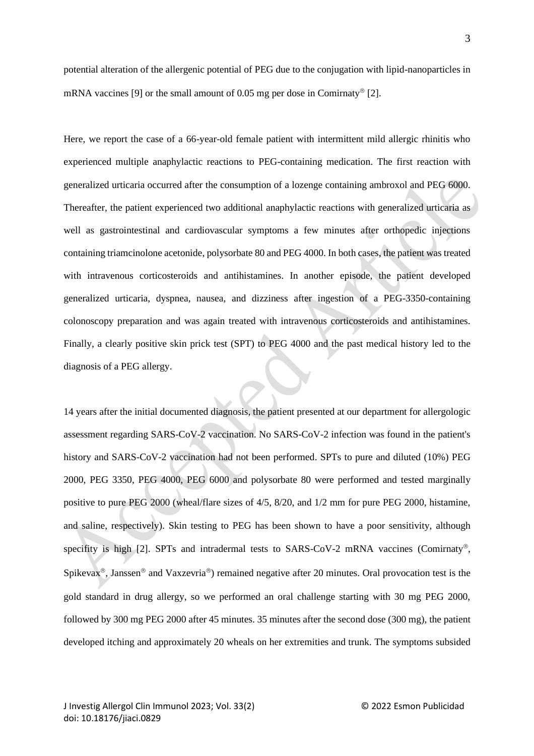potential alteration of the allergenic potential of PEG due to the conjugation with lipid-nanoparticles in mRNA vaccines [9] or the small amount of 0.05 mg per dose in Comirnaty® [2].

Here, we report the case of a 66-year-old female patient with intermittent mild allergic rhinitis who experienced multiple anaphylactic reactions to PEG-containing medication. The first reaction with generalized urticaria occurred after the consumption of a lozenge containing ambroxol and PEG 6000. Thereafter, the patient experienced two additional anaphylactic reactions with generalized urticaria as well as gastrointestinal and cardiovascular symptoms a few minutes after orthopedic injections containing triamcinolone acetonide, polysorbate 80 and PEG 4000. In both cases, the patient was treated with intravenous corticosteroids and antihistamines. In another episode, the patient developed generalized urticaria, dyspnea, nausea, and dizziness after ingestion of a PEG-3350-containing colonoscopy preparation and was again treated with intravenous corticosteroids and antihistamines. Finally, a clearly positive skin prick test (SPT) to PEG 4000 and the past medical history led to the diagnosis of a PEG allergy.

14 years after the initial documented diagnosis, the patient presented at our department for allergologic assessment regarding SARS-CoV-2 vaccination. No SARS-CoV-2 infection was found in the patient's history and SARS-CoV-2 vaccination had not been performed. SPTs to pure and diluted (10%) PEG 2000, PEG 3350, PEG 4000, PEG 6000 and polysorbate 80 were performed and tested marginally positive to pure PEG 2000 (wheal/flare sizes of 4/5, 8/20, and 1/2 mm for pure PEG 2000, histamine, and saline, respectively). Skin testing to PEG has been shown to have a poor sensitivity, although specifity is high [2]. SPTs and intradermal tests to SARS-CoV-2 mRNA vaccines (Comirnaty®, Spikevax®, Janssen® and Vaxzevria®) remained negative after 20 minutes. Oral provocation test is the gold standard in drug allergy, so we performed an oral challenge starting with 30 mg PEG 2000, followed by 300 mg PEG 2000 after 45 minutes. 35 minutes after the second dose (300 mg), the patient developed itching and approximately 20 wheals on her extremities and trunk. The symptoms subsided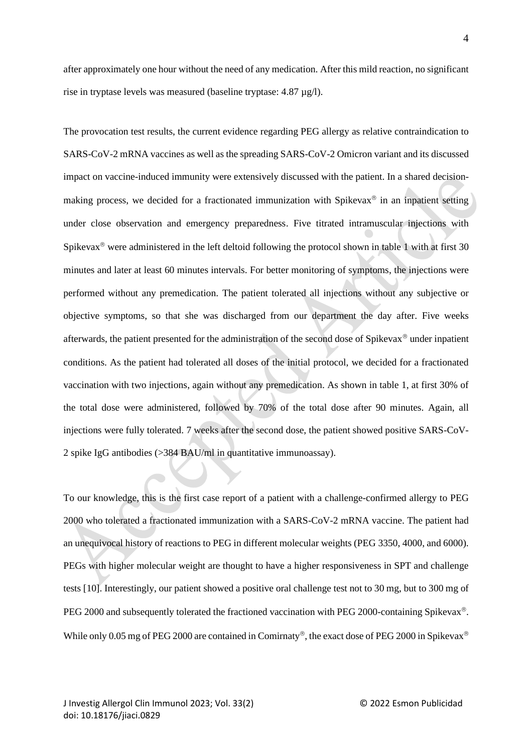after approximately one hour without the need of any medication. After this mild reaction, no significant rise in tryptase levels was measured (baseline tryptase: 4.87 µg/l).

The provocation test results, the current evidence regarding PEG allergy as relative contraindication to SARS-CoV-2 mRNA vaccines as well as the spreading SARS-CoV-2 Omicron variant and its discussed impact on vaccine-induced immunity were extensively discussed with the patient. In a shared decision-making process, we decided for a fractionated immunization with Spikevax® in an inpatient setting under close observation and emergency preparedness. Five titrated intramuscular injections with Spikevax® were administered in the left deltoid following the protocol shown in table 1 with at first 30 minutes and later at least 60 minutes intervals. For better monitoring of symptoms, the injections were performed without any premedication. The patient tolerated all injections without any subjective or objective symptoms, so that she was discharged from our department the day after. Five weeks afterwards, the patient presented for the administration of the second dose of Spikevax® under inpatient conditions. As the patient had tolerated all doses of the initial protocol, we decided for a fractionated vaccination with two injections, again without any premedication. As shown in table 1, at first 30% of the total dose were administered, followed by 70% of the total dose after 90 minutes. Again, all injections were fully tolerated. 7 weeks after the second dose, the patient showed positive SARS-CoV-2 spike IgG antibodies (>384 BAU/ml in quantitative immunoassay).

To our knowledge, this is the first case report of a patient with a challenge-confirmed allergy to PEG 2000 who tolerated a fractionated immunization with a SARS-CoV-2 mRNA vaccine. The patient had an unequivocal history of reactions to PEG in different molecular weights (PEG 3350, 4000, and 6000). PEGs with higher molecular weight are thought to have a higher responsiveness in SPT and challenge tests [10]. Interestingly, our patient showed a positive oral challenge test not to 30 mg, but to 300 mg of PEG 2000 and subsequently tolerated the fractioned vaccination with PEG 2000-containing Spikevax®. While only 0.05 mg of PEG 2000 are contained in Comirnaty®, the exact dose of PEG 2000 in Spikevax®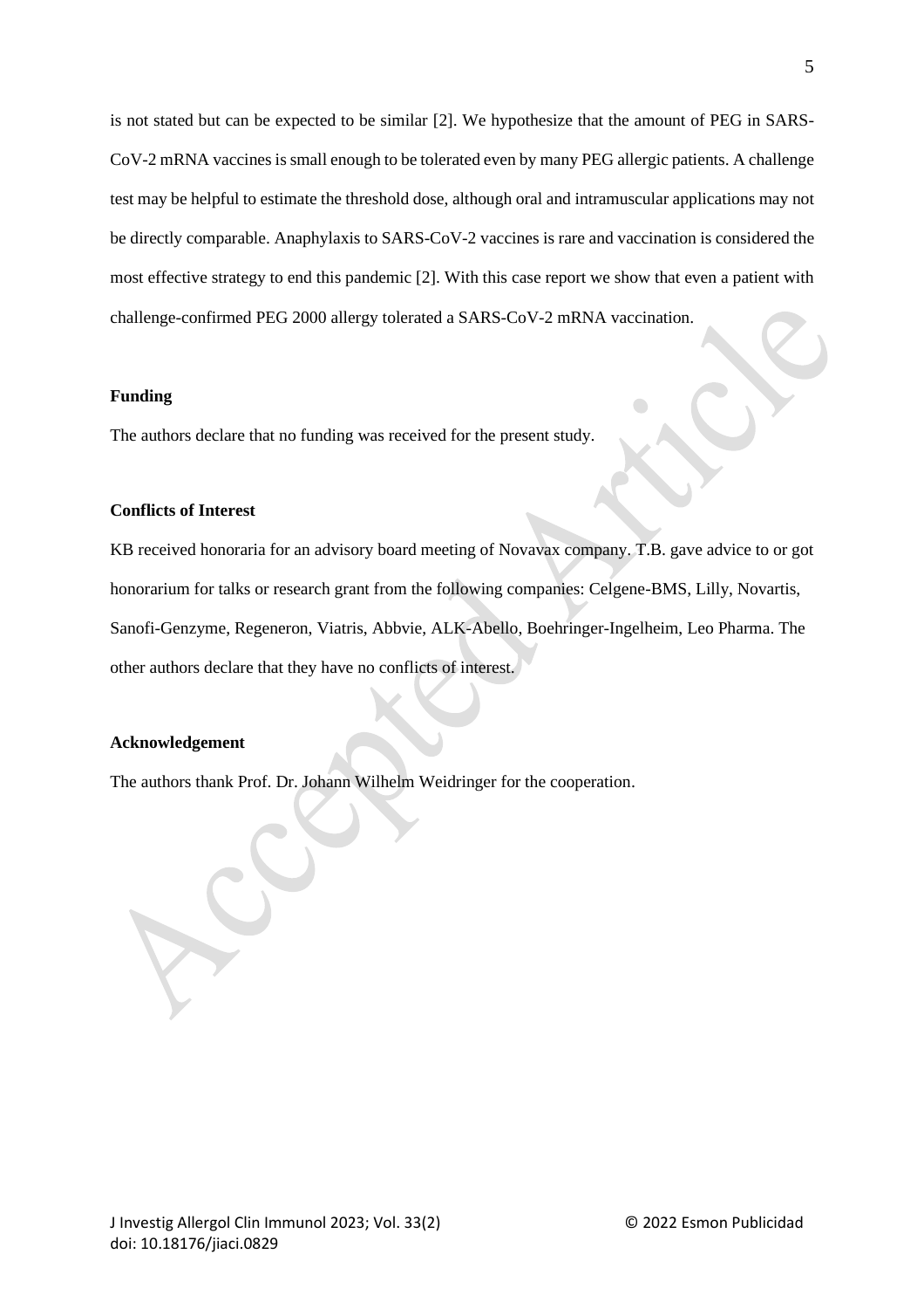is not stated but can be expected to be similar [2]. We hypothesize that the amount of PEG in SARS-CoV-2 mRNA vaccines is small enough to be tolerated even by many PEG allergic patients. A challenge test may be helpful to estimate the threshold dose, although oral and intramuscular applications may not be directly comparable. Anaphylaxis to SARS-CoV-2 vaccines is rare and vaccination is considered the most effective strategy to end this pandemic [2]. With this case report we show that even a patient with challenge-confirmed PEG 2000 allergy tolerated a SARS-CoV-2 mRNA vaccination.

**Funding**

The authors declare that no funding was received for the present study.

**Conflicts of Interest**

KB received honoraria for an advisory board meeting of Novavax company. T.B. gave advice to or got honorarium for talks or research grant from the following companies: Celgene-BMS, Lilly, Novartis, Sanofi-Genzyme, Regeneron, Viatris, Abbvie, ALK-Abello, Boehringer-Ingelheim, Leo Pharma. The other authors declare that they have no conflicts of interest.

**Acknowledgement**

The authors thank Prof. Dr. Johann Wilhelm Weidringer for the cooperation.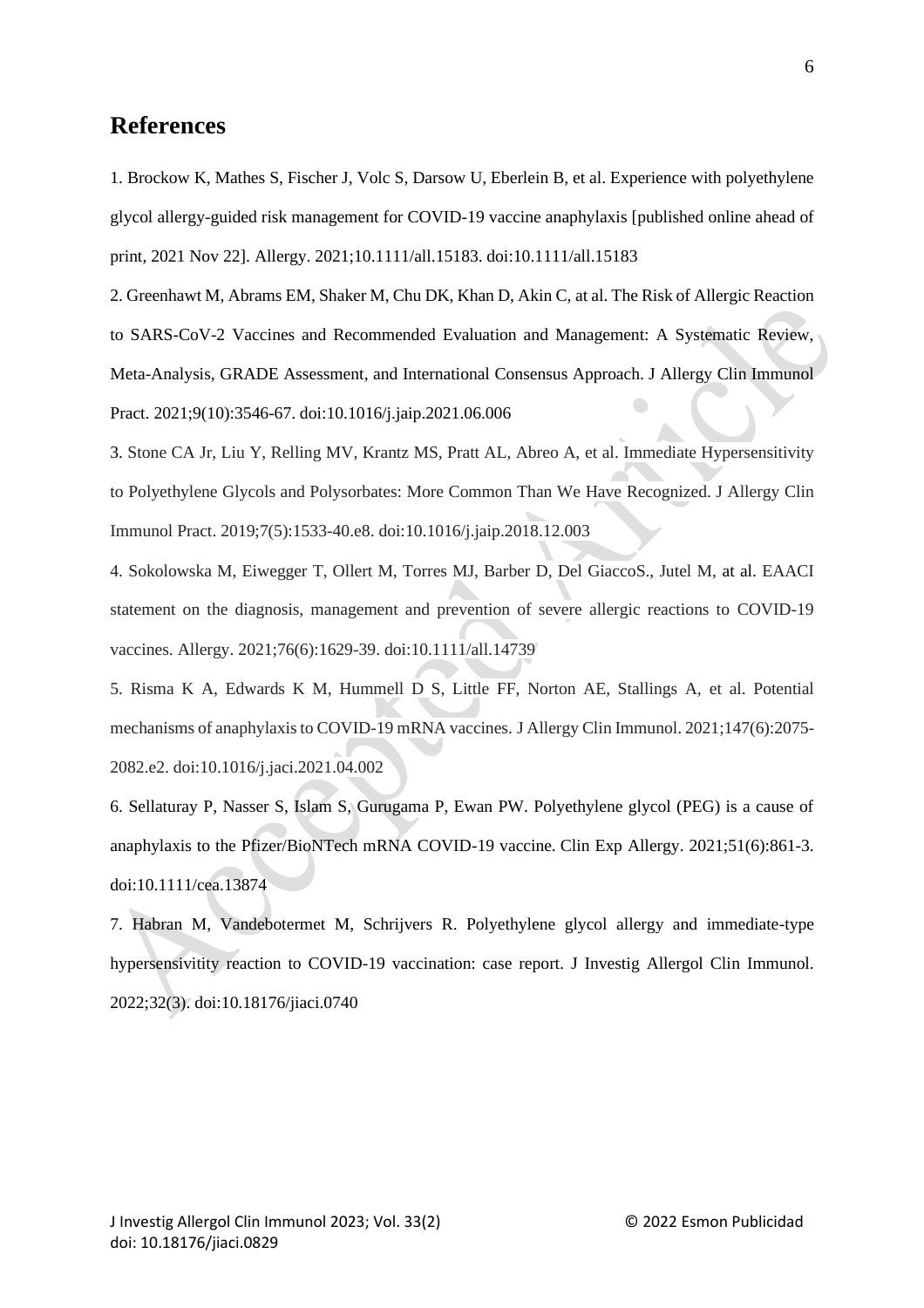# References

1. Brockow K, Mathes S, Fischer J, Volc S, Darsow U, Eberlein B, et al. Experience with polyethylene glycol allergy-guided risk management for COVID-19 vaccine anaphylaxis [published online ahead of print, 2021 Nov 22]. Allergy. 2021;10.1111/all.15183. doi:10.1111/all.15183

2. Greenhawt M, Abrams EM, Shaker M, Chu DK, Khan D, Akin C, at al. The Risk of Allergic Reaction to SARS-CoV-2 Vaccines and Recommended Evaluation and Management: A Systematic Review, Meta-Analysis, GRADE Assessment, and International Consensus Approach. J Allergy Clin Immunol Pract. 2021;9(10):3546-67. doi:10.1016/j.jaip.2021.06.006

3. Stone CA Jr, Liu Y, Relling MV, Krantz MS, Pratt AL, Abreo A, et al. Immediate Hypersensitivity to Polyethylene Glycols and Polysorbates: More Common Than We Have Recognized. J Allergy Clin Immunol Pract. 2019;7(5):1533-40.e8. doi:10.1016/j.jaip.2018.12.003

4. Sokolowska M, Eiwegger T, Ollert M, Torres MJ, Barber D, Del GiaccoS., Jutel M, at al. EAACI statement on the diagnosis, management and prevention of severe allergic reactions to COVID-19 vaccines. Allergy. 2021;76(6):1629-39. doi:10.1111/all.14739

5. Risma K A, Edwards K M, Hummell D S, Little FF, Norton AE, Stallings A, et al. Potential mechanisms of anaphylaxis to COVID-19 mRNA vaccines. J Allergy Clin Immunol. 2021;147(6):2075-2082.e2. doi:10.1016/j.jaci.2021.04.002

6. Sellaturay P, Nasser S, Islam S, Gurugama P, Ewan PW. Polyethylene glycol (PEG) is a cause of anaphylaxis to the Pfizer/BioNTech mRNA COVID-19 vaccine. Clin Exp Allergy. 2021;51(6):861-3. doi:10.1111/cea.13874

7. Habran M, Vandebotermet M, Schrijvers R. Polyethylene glycol allergy and immediate-type hypersensitivity reaction to COVID-19 vaccination: case report. J Investig Allergol Clin Immunol. 2022;32(3). doi:10.18176/jiaci.0740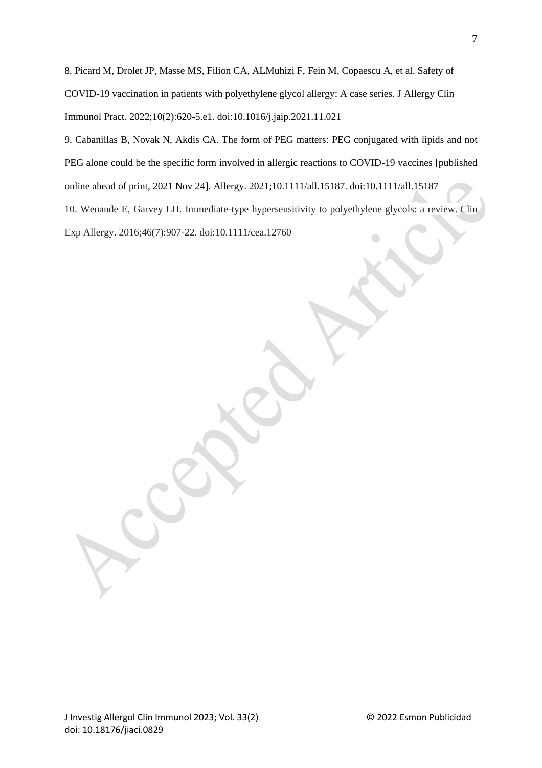8. Picard M, Drolet JP, Masse MS, Filion CA, ALMuhizi F, Fein M, Copaescu A, et al. Safety of COVID-19 vaccination in patients with polyethylene glycol allergy: A case series. J Allergy Clin Immunol Pract. 2022;10(2):620-5.e1. doi:10.1016/j.jaip.2021.11.021

9. Cabanillas B, Novak N, Akdis CA. The form of PEG matters: PEG conjugated with lipids and not PEG alone could be the specific form involved in allergic reactions to COVID-19 vaccines [published online ahead of print, 2021 Nov 24]. Allergy. 2021;10.1111/all.15187. doi:10.1111/all.15187

10. Wenande E, Garvey LH. Immediate-type hypersensitivity to polyethylene glycols: a review. Clin Exp Allergy. 2016;46(7):907-22. doi:10.1111/cea.12760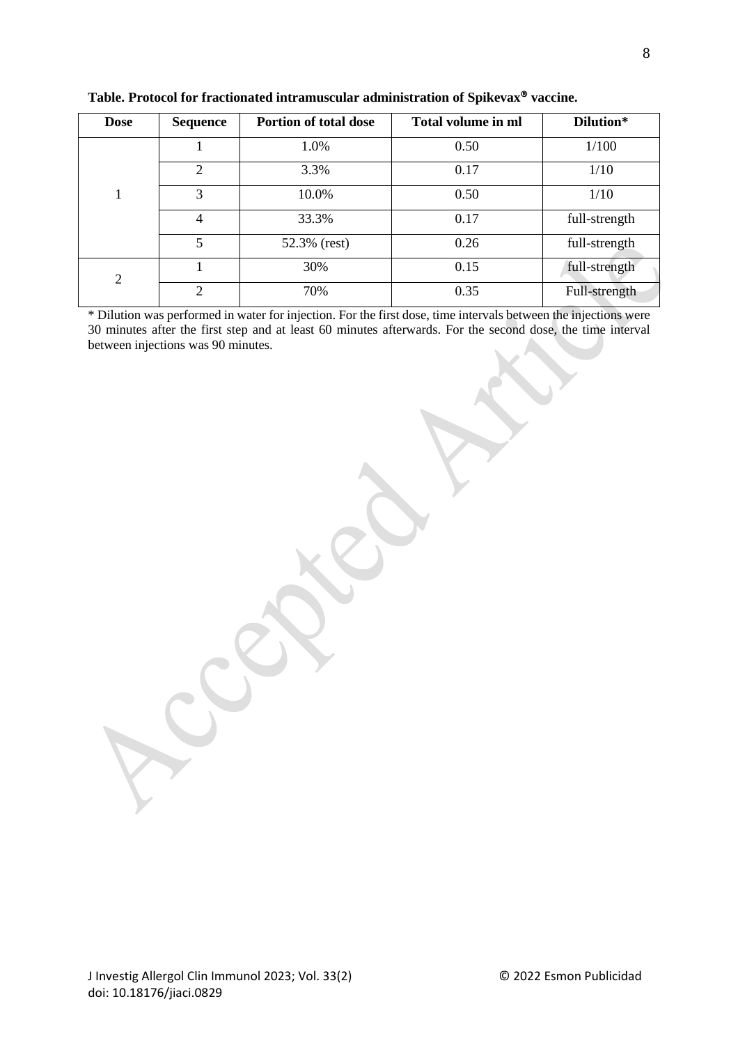**Table. Protocol for fractionated intramuscular administration of Spikevax® vaccine.**

| Dose | Sequence | Portion of total dose | Total volume in ml | Dilution* |
|---|---|---|---|---|
| 1 | 1 | 1.0% | 0.50 | 1/100 |
| | 2 | 3.3% | 0.17 | 1/10 |
| | 3 | 10.0% | 0.50 | 1/10 |
| | 4 | 33.3% | 0.17 | full-strength |
| | 5 | 52.3% (rest) | 0.26 | full-strength |
| 2 | 1 | 30% | 0.15 | full-strength |
| | 2 | 70% | 0.35 | Full-strength |

* Dilution was performed in water for injection. For the first dose, time intervals between the injections were 30 minutes after the first step and at least 60 minutes afterwards. For the second dose, the time interval between injections was 90 minutes.